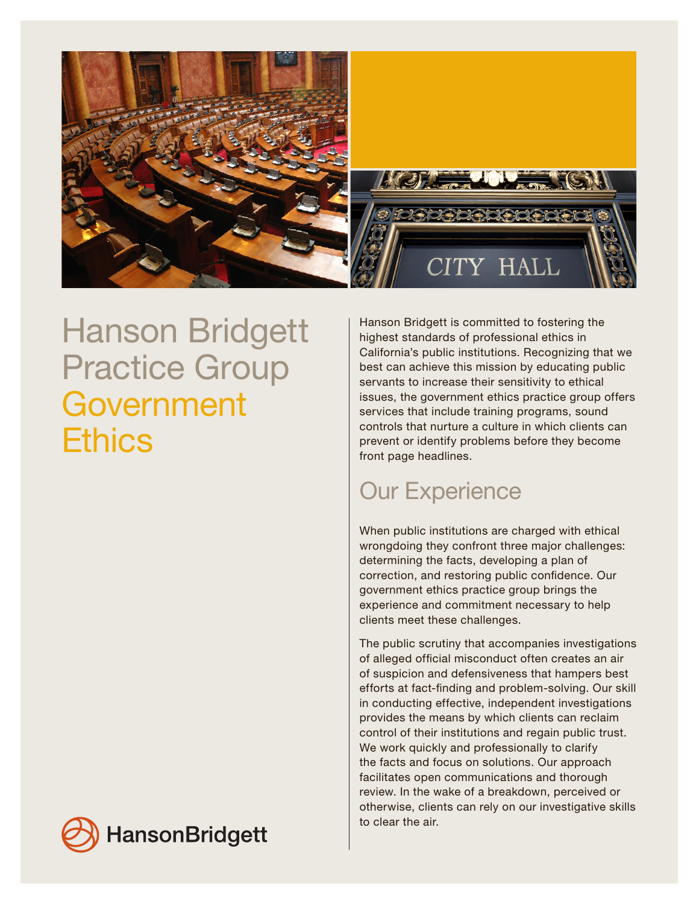# Hanson Bridgett Practice Group Government Ethics

Hanson Bridgett is committed to fostering the highest standards of professional ethics in California's public institutions. Recognizing that we best can achieve this mission by educating public servants to increase their sensitivity to ethical issues, the government ethics practice group offers services that include training programs, sound controls that nurture a culture in which clients can prevent or identify problems before they become front page headlines.

## Our Experience

When public institutions are charged with ethical wrongdoing they confront three major challenges: determining the facts, developing a plan of correction, and restoring public confidence. Our government ethics practice group brings the experience and commitment necessary to help clients meet these challenges.

The public scrutiny that accompanies investigations of alleged official misconduct often creates an air of suspicion and defensiveness that hampers best efforts at fact-finding and problem-solving. Our skill in conducting effective, independent investigations provides the means by which clients can reclaim control of their institutions and regain public trust. We work quickly and professionally to clarify the facts and focus on solutions. Our approach facilitates open communications and thorough review. In the wake of a breakdown, perceived or otherwise, clients can rely on our investigative skills to clear the air.

HansonBridgett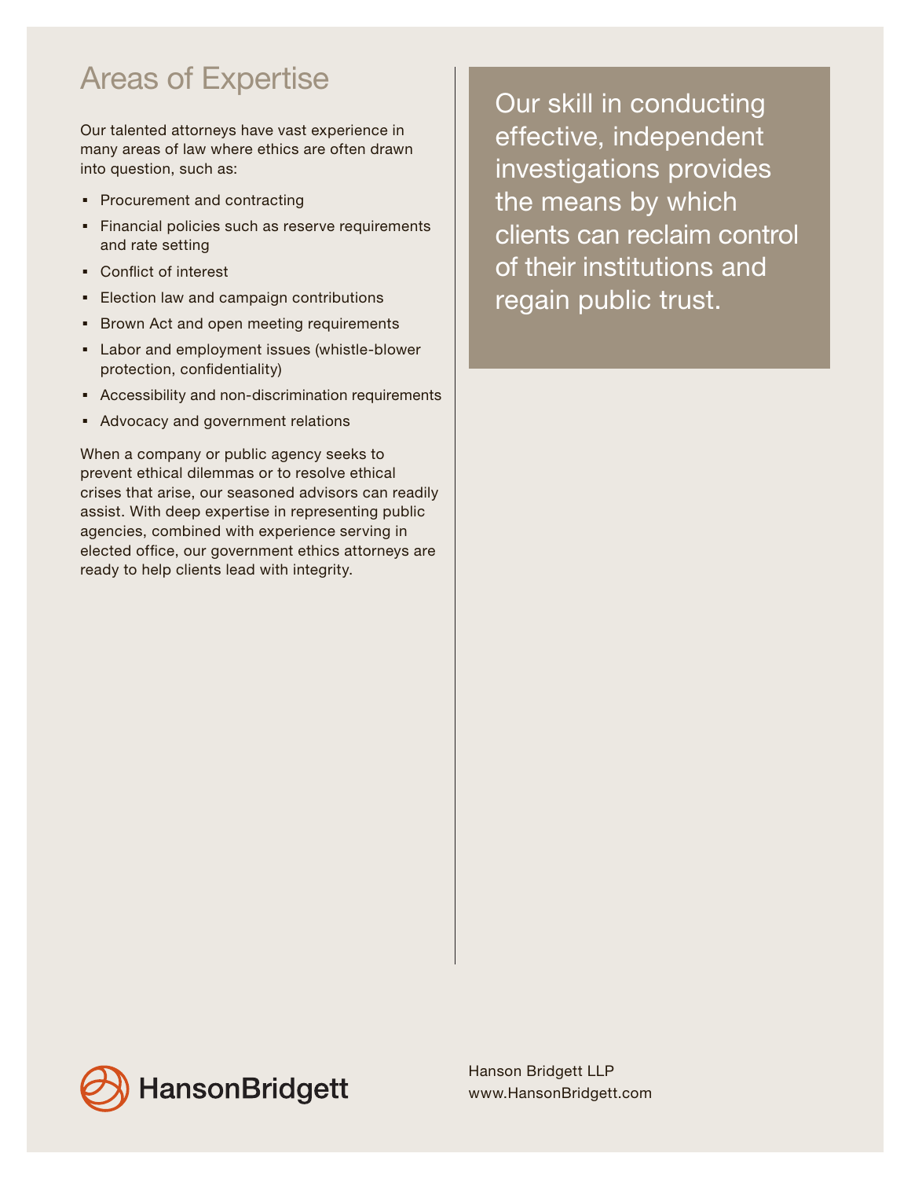## Areas of Expertise

Our talented attorneys have vast experience in many areas of law where ethics are often drawn into question, such as:

- Procurement and contracting
- Financial policies such as reserve requirements and rate setting
- Conflict of interest
- Election law and campaign contributions
- Brown Act and open meeting requirements
- Labor and employment issues (whistle-blower protection, confidentiality)
- Accessibility and non-discrimination requirements
- Advocacy and government relations

When a company or public agency seeks to prevent ethical dilemmas or to resolve ethical crises that arise, our seasoned advisors can readily assist. With deep expertise in representing public agencies, combined with experience serving in elected office, our government ethics attorneys are ready to help clients lead with integrity.

Our skill in conducting effective, independent investigations provides the means by which clients can reclaim control of their institutions and regain public trust.

HansonBridgett

Hanson Bridgett LLP
www.HansonBridgett.com